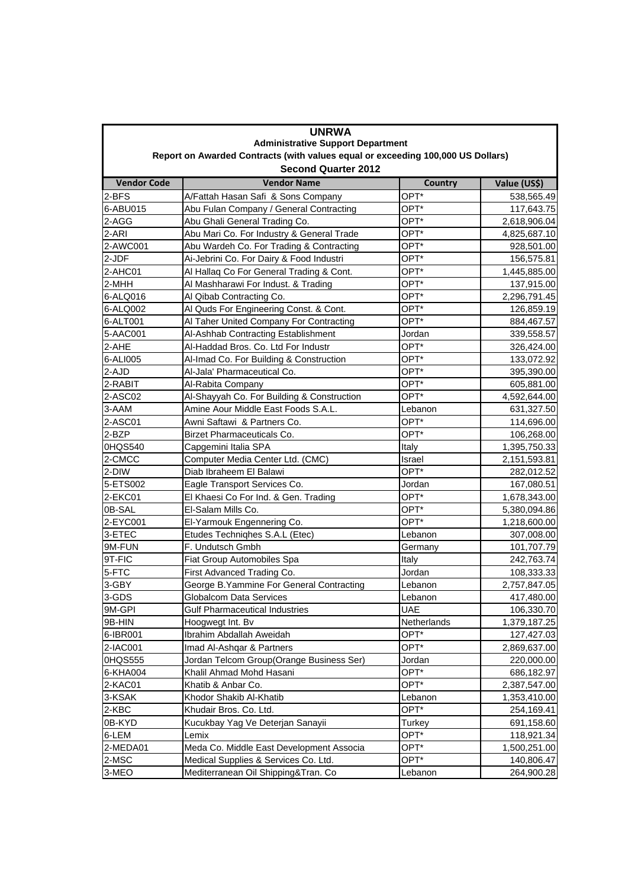# UNRWA

## Administrative Support Department

### Report on Awarded Contracts (with values equal or exceeding 100,000 US Dollars)

### Second Quarter 2012

| Vendor Code | Vendor Name | Country | Value (US$) |
| --- | --- | --- | --- |
| 2-BFS | A/Fattah Hasan Safi & Sons Company | OPT* | 538,565.49 |
| 6-ABU015 | Abu Fulan Company / General Contracting | OPT* | 117,643.75 |
| 2-AGG | Abu Ghali General Trading Co. | OPT* | 2,618,906.04 |
| 2-ARI | Abu Mari Co. For Industry & General Trade | OPT* | 4,825,687.10 |
| 2-AWC001 | Abu Wardeh Co. For Trading & Contracting | OPT* | 928,501.00 |
| 2-JDF | Ai-Jebrini Co. For Dairy & Food Industri | OPT* | 156,575.81 |
| 2-AHC01 | Al Hallaq Co For General Trading & Cont. | OPT* | 1,445,885.00 |
| 2-MHH | Al Mashharawi For Indust. & Trading | OPT* | 137,915.00 |
| 6-ALQ016 | Al Qibab Contracting Co. | OPT* | 2,296,791.45 |
| 6-ALQ002 | Al Quds For Engineering Const. & Cont. | OPT* | 126,859.19 |
| 6-ALT001 | Al Taher United Company For Contracting | OPT* | 884,467.57 |
| 5-AAC001 | Al-Ashhab Contracting Establishment | Jordan | 339,558.57 |
| 2-AHE | Al-Haddad Bros. Co. Ltd For Industr | OPT* | 326,424.00 |
| 6-ALI005 | Al-Imad Co. For Building & Construction | OPT* | 133,072.92 |
| 2-AJD | Al-Jala' Pharmaceutical Co. | OPT* | 395,390.00 |
| 2-RABIT | Al-Rabita Company | OPT* | 605,881.00 |
| 2-ASC02 | Al-Shayyah Co. For Building & Construction | OPT* | 4,592,644.00 |
| 3-AAM | Amine Aour Middle East Foods S.A.L. | Lebanon | 631,327.50 |
| 2-ASC01 | Awni Saftawi & Partners Co. | OPT* | 114,696.00 |
| 2-BZP | Birzet Pharmaceuticals Co. | OPT* | 106,268.00 |
| 0HQS540 | Capgemini Italia SPA | Italy | 1,395,750.33 |
| 2-CMCC | Computer Media Center Ltd. (CMC) | Israel | 2,151,593.81 |
| 2-DIW | Diab Ibraheem El Balawi | OPT* | 282,012.52 |
| 5-ETS002 | Eagle Transport Services Co. | Jordan | 167,080.51 |
| 2-EKC01 | El Khaesi Co For Ind. & Gen. Trading | OPT* | 1,678,343.00 |
| 0B-SAL | El-Salam Mills Co. | OPT* | 5,380,094.86 |
| 2-EYC001 | El-Yarmouk Engennering Co. | OPT* | 1,218,600.00 |
| 3-ETEC | Etudes Techniqhes S.A.L (Etec) | Lebanon | 307,008.00 |
| 9M-FUN | F. Undutsch Gmbh | Germany | 101,707.79 |
| 9T-FIC | Fiat Group Automobiles Spa | Italy | 242,763.74 |
| 5-FTC | First Advanced Trading Co. | Jordan | 108,333.33 |
| 3-GBY | George B.Yammine For General Contracting | Lebanon | 2,757,847.05 |
| 3-GDS | Globalcom Data Services | Lebanon | 417,480.00 |
| 9M-GPI | Gulf Pharmaceutical Industries | UAE | 106,330.70 |
| 9B-HIN | Hoogwegt Int. Bv | Netherlands | 1,379,187.25 |
| 6-IBR001 | Ibrahim Abdallah Aweidah | OPT* | 127,427.03 |
| 2-IAC001 | Imad Al-Ashqar & Partners | OPT* | 2,869,637.00 |
| 0HQS555 | Jordan Telcom Group(Orange Business Ser) | Jordan | 220,000.00 |
| 6-KHA004 | Khalil Ahmad Mohd Hasani | OPT* | 686,182.97 |
| 2-KAC01 | Khatib & Anbar Co. | OPT* | 2,387,547.00 |
| 3-KSAK | Khodor Shakib Al-Khatib | Lebanon | 1,353,410.00 |
| 2-KBC | Khudair Bros. Co. Ltd. | OPT* | 254,169.41 |
| 0B-KYD | Kucukbay Yag Ve Deterjan Sanayii | Turkey | 691,158.60 |
| 6-LEM | Lemix | OPT* | 118,921.34 |
| 2-MEDA01 | Meda Co. Middle East Development Associa | OPT* | 1,500,251.00 |
| 2-MSC | Medical Supplies & Services Co. Ltd. | OPT* | 140,806.47 |
| 3-MEO | Mediterranean Oil Shipping&Tran. Co | Lebanon | 264,900.28 |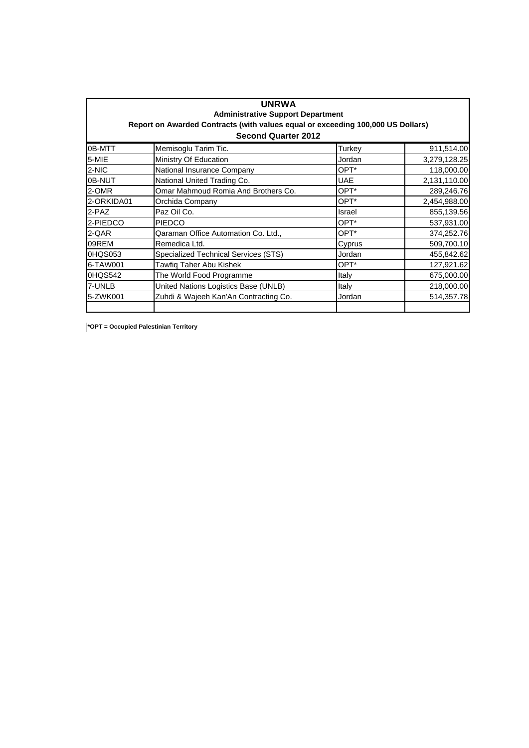**UNRWA**

**Administrative Support Department**

**Report on Awarded Contracts (with values equal or exceeding 100,000 US Dollars)**

**Second Quarter 2012**

| | | | |
|---|---|---|---|
| 0B-MTT | Memisoglu Tarim Tic. | Turkey | 911,514.00 |
| 5-MIE | Ministry Of Education | Jordan | 3,279,128.25 |
| 2-NIC | National Insurance Company | OPT* | 118,000.00 |
| 0B-NUT | National United Trading Co. | UAE | 2,131,110.00 |
| 2-OMR | Omar Mahmoud Romia And Brothers Co. | OPT* | 289,246.76 |
| 2-ORKIDA01 | Orchida Company | OPT* | 2,454,988.00 |
| 2-PAZ | Paz Oil Co. | Israel | 855,139.56 |
| 2-PIEDCO | PIEDCO | OPT* | 537,931.00 |
| 2-QAR | Qaraman Office Automation Co. Ltd., | OPT* | 374,252.76 |
| 09REM | Remedica Ltd. | Cyprus | 509,700.10 |
| 0HQS053 | Specialized Technical Services (STS) | Jordan | 455,842.62 |
| 6-TAW001 | Tawfiq Taher Abu Kishek | OPT* | 127,921.62 |
| 0HQS542 | The World Food Programme | Italy | 675,000.00 |
| 7-UNLB | United Nations Logistics Base (UNLB) | Italy | 218,000.00 |
| 5-ZWK001 | Zuhdi & Wajeeh Kan'An Contracting Co. | Jordan | 514,357.78 |
| | | | |

**\*OPT = Occupied Palestinian Territory**